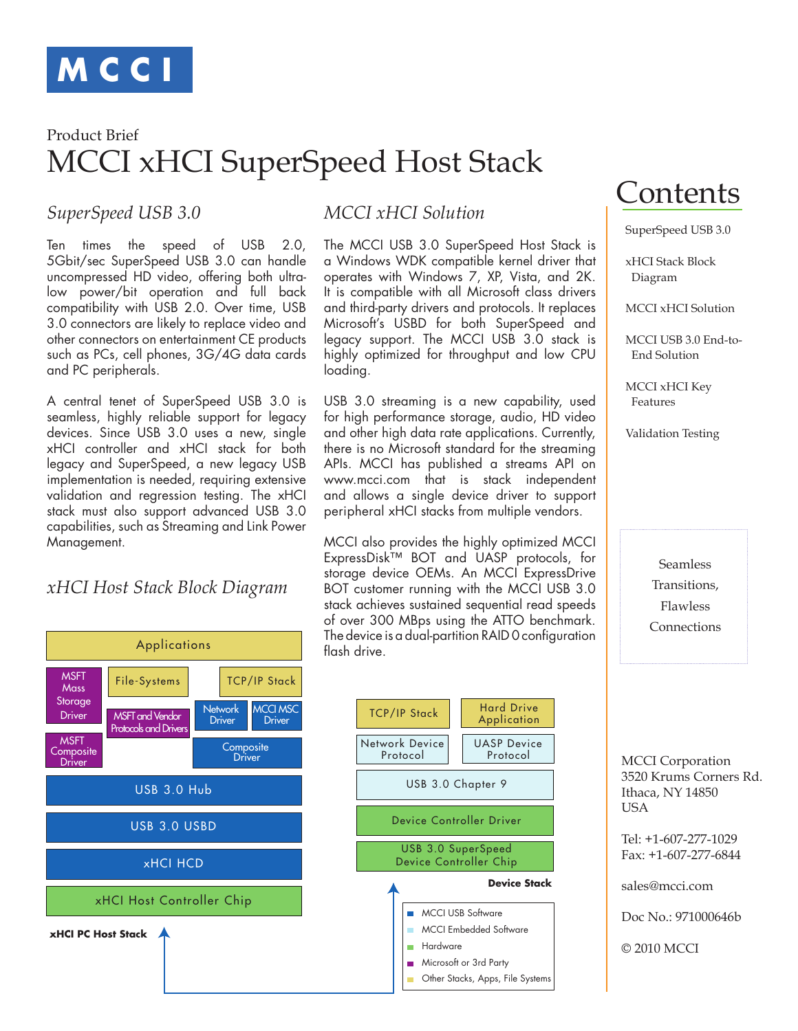# MCCI

Product Brief

# MCCI xHCI SuperSpeed Host Stack

## *SuperSpeed USB 3.0*

Ten times the speed of USB 2.0, 5Gbit/sec SuperSpeed USB 3.0 can handle uncompressed HD video, offering both ultra-low power/bit operation and full back compatibility with USB 2.0. Over time, USB 3.0 connectors are likely to replace video and other connectors on entertainment CE products such as PCs, cell phones, 3G/4G data cards and PC peripherals.

A central tenet of SuperSpeed USB 3.0 is seamless, highly reliable support for legacy devices. Since USB 3.0 uses a new, single xHCI controller and xHCI stack for both legacy and SuperSpeed, a new legacy USB implementation is needed, requiring extensive validation and regression testing. The xHCI stack must also support advanced USB 3.0 capabilities, such as Streaming and Link Power Management.

## *xHCI Host Stack Block Diagram*

Applications

MSFT Mass Storage Driver | File-Systems | TCP/IP Stack

MSFT and Vendor Protocols and Drivers | Network Driver | MCCI MSC Driver

MSFT Composite Driver | Composite Driver

USB 3.0 Hub

USB 3.0 USBD

xHCI HCD

xHCI Host Controller Chip

**xHCI PC Host Stack**

## *MCCI xHCI Solution*

The MCCI USB 3.0 SuperSpeed Host Stack is a Windows WDK compatible kernel driver that operates with Windows 7, XP, Vista, and 2K. It is compatible with all Microsoft class drivers and third-party drivers and protocols. It replaces Microsoft's USBD for both SuperSpeed and legacy support. The MCCI USB 3.0 stack is highly optimized for throughput and low CPU loading.

USB 3.0 streaming is a new capability, used for high performance storage, audio, HD video and other high data rate applications. Currently, there is no Microsoft standard for the streaming APIs. MCCI has published a streams API on www.mcci.com that is stack independent and allows a single device driver to support peripheral xHCI stacks from multiple vendors.

MCCI also provides the highly optimized MCCI ExpressDisk™ BOT and UASP protocols, for storage device OEMs. An MCCI ExpressDrive BOT customer running with the MCCI USB 3.0 stack achieves sustained sequential read speeds of over 300 MBps using the ATTO benchmark. The device is a dual-partition RAID 0 configuration flash drive.

TCP/IP Stack | Hard Drive Application

Network Device Protocol | UASP Device Protocol

USB 3.0 Chapter 9

Device Controller Driver

USB 3.0 SuperSpeed Device Controller Chip

**Device Stack**

- MCCI USB Software
- MCCI Embedded Software
- Hardware
- Microsoft or 3rd Party
- Other Stacks, Apps, File Systems

## Contents

- SuperSpeed USB 3.0
- xHCI Stack Block Diagram
- MCCI xHCI Solution
- MCCI USB 3.0 End-to-End Solution
- MCCI xHCI Key Features
- Validation Testing

Seamless Transitions, Flawless Connections

MCCI Corporation
3520 Krums Corners Rd.
Ithaca, NY 14850
USA

Tel: +1-607-277-1029
Fax: +1-607-277-6844

sales@mcci.com

Doc No.: 971000646b

© 2010 MCCI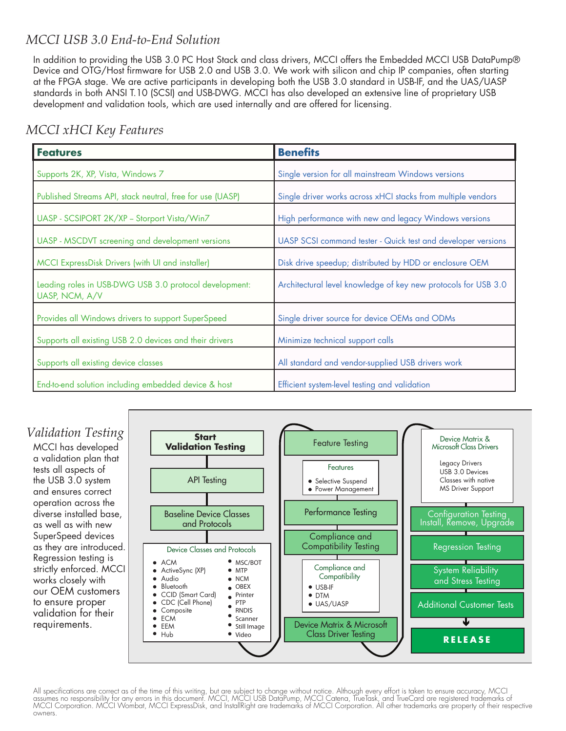## *MCCI USB 3.0 End-to-End Solution*

In addition to providing the USB 3.0 PC Host Stack and class drivers, MCCI offers the Embedded MCCI USB DataPump® Device and OTG/Host firmware for USB 2.0 and USB 3.0. We work with silicon and chip IP companies, often starting at the FPGA stage. We are active participants in developing both the USB 3.0 standard in USB-IF, and the UAS/UASP standards in both ANSI T.10 (SCSI) and USB-DWG. MCCI has also developed an extensive line of proprietary USB development and validation tools, which are used internally and are offered for licensing.

## *MCCI xHCI Key Features*

| Features | Benefits |
|---|---|
| Supports 2K, XP, Vista, Windows 7 | Single version for all mainstream Windows versions |
| Published Streams API, stack neutral, free for use (UASP) | Single driver works across xHCI stacks from multiple vendors |
| UASP - SCSIPORT 2K/XP – Storport Vista/Win7 | High performance with new and legacy Windows versions |
| UASP - MSCDVT screening and development versions | UASP SCSI command tester - Quick test and developer versions |
| MCCI ExpressDisk Drivers (with UI and installer) | Disk drive speedup; distributed by HDD or enclosure OEM |
| Leading roles in USB-DWG USB 3.0 protocol development: UASP, NCM, A/V | Architectural level knowledge of key new protocols for USB 3.0 |
| Provides all Windows drivers to support SuperSpeed | Single driver source for device OEMs and ODMs |
| Supports all existing USB 2.0 devices and their drivers | Minimize technical support calls |
| Supports all existing device classes | All standard and vendor-supplied USB drivers work |
| End-to-end solution including embedded device & host | Efficient system-level testing and validation |

## *Validation Testing*

MCCI has developed a validation plan that tests all aspects of the USB 3.0 system and ensures correct operation across the diverse installed base, as well as with new SuperSpeed devices as they are introduced. Regression testing is strictly enforced. MCCI works closely with our OEM customers to ensure proper validation for their requirements.

**Start Validation Testing**

API Testing

Baseline Device Classes and Protocols

Device Classes and Protocols
- ACM
- ActiveSync (XP)
- Audio
- Bluetooth
- CCID (Smart Card)
- CDC (Cell Phone)
- Composite
- ECM
- EEM
- Hub
- MSC/BOT
- MTP
- NCM
- OBEX
- Printer
- PTP
- RNDIS
- Scanner
- Still Image
- Video

Feature Testing

Features
- Selective Suspend
- Power Management

Performance Testing

Compliance and Compatibility Testing

Compliance and Compatibility
- USB-IF
- DTM
- UAS/UASP

Device Matrix & Microsoft Class Driver Testing

Device Matrix & Microsoft Class Drivers

Legacy Drivers
USB 3.0 Devices
Classes with native MS Driver Support

Configuration Testing Install, Remove, Upgrade

Regression Testing

System Reliability and Stress Testing

Additional Customer Tests

**RELEASE**

All specifications are correct as of the time of this writing, but are subject to change without notice. Although every effort is taken to ensure accuracy, MCCI assumes no responsibility for any errors in this document. MCCI, MCCI USB DataPump, MCCI Catena, TrueTask, and TrueCard are registered trademarks of MCCI Corporation. MCCI Wombat, MCCI ExpressDisk, and InstallRight are trademarks of MCCI Corporation. All other trademarks are property of their respective owners.